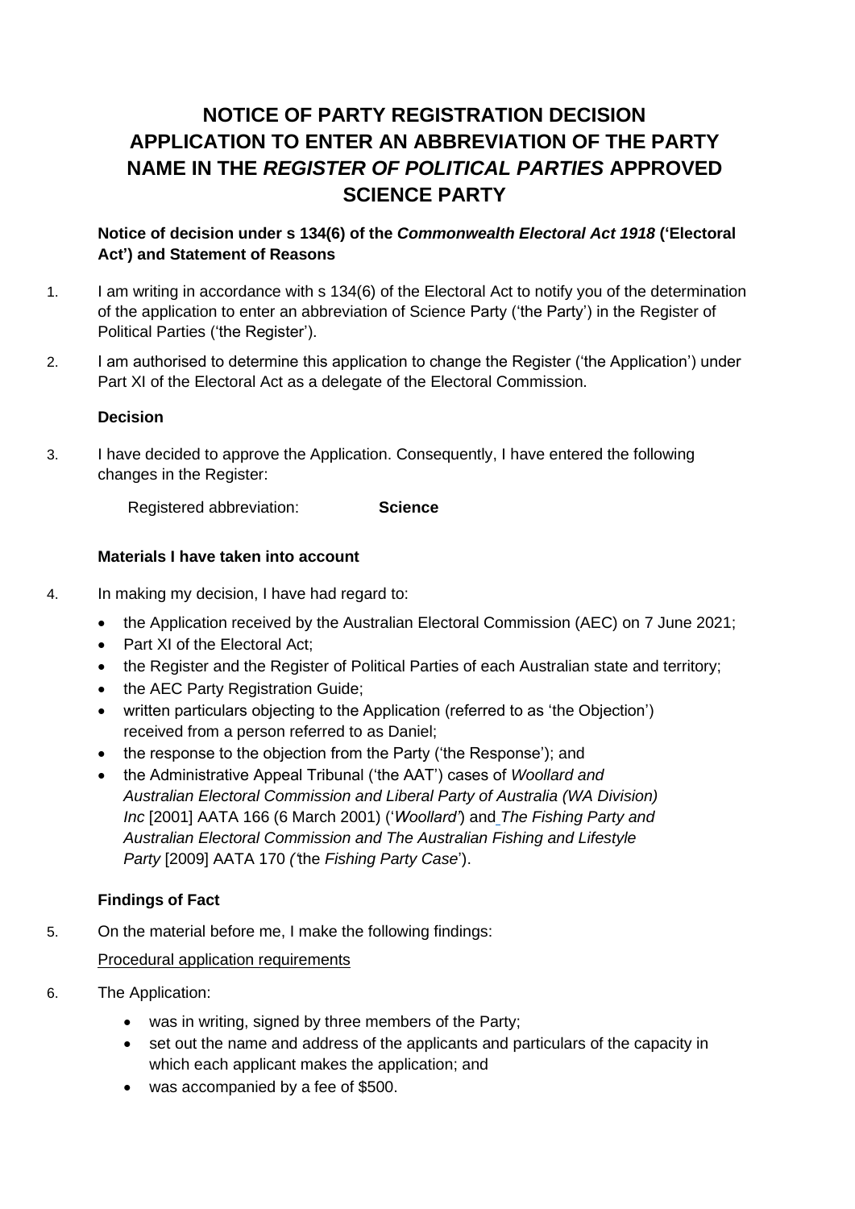# NOTICE OF PARTY REGISTRATION DECISION APPLICATION TO ENTER AN ABBREVIATION OF THE PARTY NAME IN THE *REGISTER OF POLITICAL PARTIES* APPROVED SCIENCE PARTY

**Notice of decision under s 134(6) of the *Commonwealth Electoral Act 1918* ('Electoral Act') and Statement of Reasons**

1. I am writing in accordance with s 134(6) of the Electoral Act to notify you of the determination of the application to enter an abbreviation of Science Party ('the Party') in the Register of Political Parties ('the Register').

2. I am authorised to determine this application to change the Register ('the Application') under Part XI of the Electoral Act as a delegate of the Electoral Commission.

**Decision**

3. I have decided to approve the Application. Consequently, I have entered the following changes in the Register:

   Registered abbreviation: **Science**

**Materials I have taken into account**

4. In making my decision, I have had regard to:
   - the Application received by the Australian Electoral Commission (AEC) on 7 June 2021;
   - Part XI of the Electoral Act;
   - the Register and the Register of Political Parties of each Australian state and territory;
   - the AEC Party Registration Guide;
   - written particulars objecting to the Application (referred to as 'the Objection') received from a person referred to as Daniel;
   - the response to the objection from the Party ('the Response'); and
   - the Administrative Appeal Tribunal ('the AAT') cases of *Woollard and Australian Electoral Commission and Liberal Party of Australia (WA Division) Inc* [2001] AATA 166 (6 March 2001) ('*Woollard*') and *The Fishing Party and Australian Electoral Commission and The Australian Fishing and Lifestyle Party* [2009] AATA 170 ('the *Fishing Party Case*').

**Findings of Fact**

5. On the material before me, I make the following findings:

   Procedural application requirements

6. The Application:
   - was in writing, signed by three members of the Party;
   - set out the name and address of the applicants and particulars of the capacity in which each applicant makes the application; and
   - was accompanied by a fee of $500.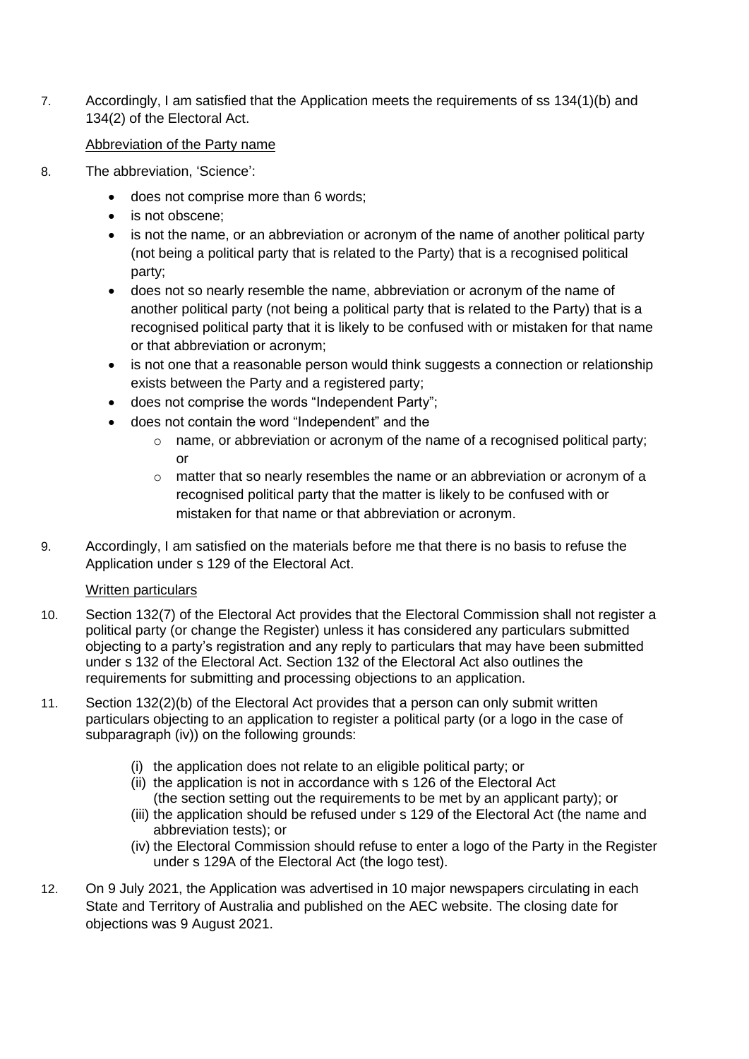7. Accordingly, I am satisfied that the Application meets the requirements of ss 134(1)(b) and 134(2) of the Electoral Act.

<u>Abbreviation of the Party name</u>

8. The abbreviation, 'Science':
   - does not comprise more than 6 words;
   - is not obscene;
   - is not the name, or an abbreviation or acronym of the name of another political party (not being a political party that is related to the Party) that is a recognised political party;
   - does not so nearly resemble the name, abbreviation or acronym of the name of another political party (not being a political party that is related to the Party) that is a recognised political party that it is likely to be confused with or mistaken for that name or that abbreviation or acronym;
   - is not one that a reasonable person would think suggests a connection or relationship exists between the Party and a registered party;
   - does not comprise the words "Independent Party";
   - does not contain the word "Independent" and the
     - name, or abbreviation or acronym of the name of a recognised political party; or
     - matter that so nearly resembles the name or an abbreviation or acronym of a recognised political party that the matter is likely to be confused with or mistaken for that name or that abbreviation or acronym.

9. Accordingly, I am satisfied on the materials before me that there is no basis to refuse the Application under s 129 of the Electoral Act.

<u>Written particulars</u>

10. Section 132(7) of the Electoral Act provides that the Electoral Commission shall not register a political party (or change the Register) unless it has considered any particulars submitted objecting to a party's registration and any reply to particulars that may have been submitted under s 132 of the Electoral Act. Section 132 of the Electoral Act also outlines the requirements for submitting and processing objections to an application.

11. Section 132(2)(b) of the Electoral Act provides that a person can only submit written particulars objecting to an application to register a political party (or a logo in the case of subparagraph (iv)) on the following grounds:

    (i) the application does not relate to an eligible political party; or
    (ii) the application is not in accordance with s 126 of the Electoral Act (the section setting out the requirements to be met by an applicant party); or
    (iii) the application should be refused under s 129 of the Electoral Act (the name and abbreviation tests); or
    (iv) the Electoral Commission should refuse to enter a logo of the Party in the Register under s 129A of the Electoral Act (the logo test).

12. On 9 July 2021, the Application was advertised in 10 major newspapers circulating in each State and Territory of Australia and published on the AEC website. The closing date for objections was 9 August 2021.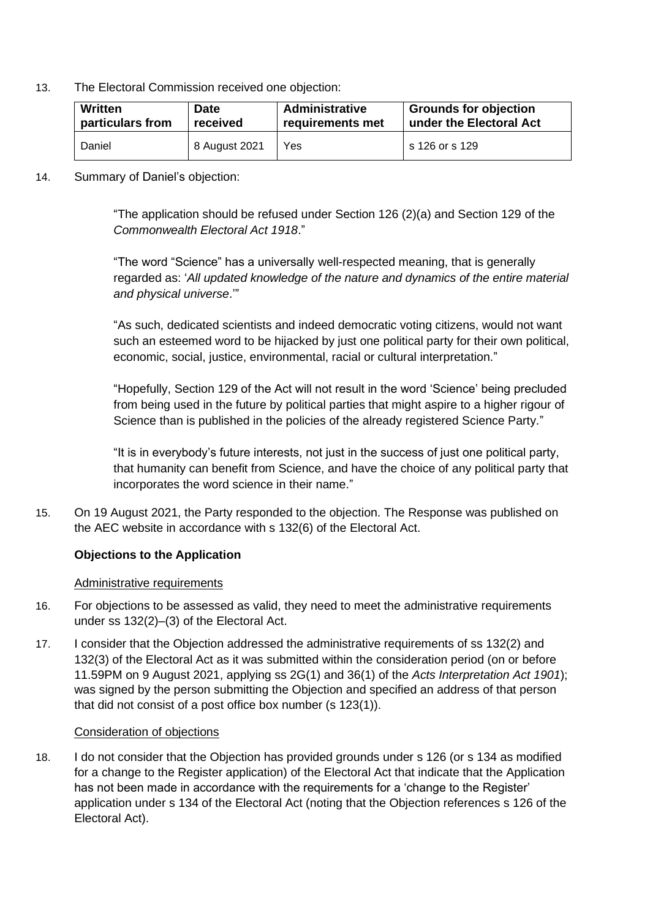13. The Electoral Commission received one objection:

| Written particulars from | Date received | Administrative requirements met | Grounds for objection under the Electoral Act |
|---|---|---|---|
| Daniel | 8 August 2021 | Yes | s 126 or s 129 |

14. Summary of Daniel's objection:

> "The application should be refused under Section 126 (2)(a) and Section 129 of the *Commonwealth Electoral Act 1918*."
>
> "The word "Science" has a universally well-respected meaning, that is generally regarded as: '*All updated knowledge of the nature and dynamics of the entire material and physical universe*.'"
>
> "As such, dedicated scientists and indeed democratic voting citizens, would not want such an esteemed word to be hijacked by just one political party for their own political, economic, social, justice, environmental, racial or cultural interpretation."
>
> "Hopefully, Section 129 of the Act will not result in the word 'Science' being precluded from being used in the future by political parties that might aspire to a higher rigour of Science than is published in the policies of the already registered Science Party."
>
> "It is in everybody's future interests, not just in the success of just one political party, that humanity can benefit from Science, and have the choice of any political party that incorporates the word science in their name."

15. On 19 August 2021, the Party responded to the objection. The Response was published on the AEC website in accordance with s 132(6) of the Electoral Act.

**Objections to the Application**

Administrative requirements

16. For objections to be assessed as valid, they need to meet the administrative requirements under ss 132(2)–(3) of the Electoral Act.

17. I consider that the Objection addressed the administrative requirements of ss 132(2) and 132(3) of the Electoral Act as it was submitted within the consideration period (on or before 11.59PM on 9 August 2021, applying ss 2G(1) and 36(1) of the *Acts Interpretation Act 1901*); was signed by the person submitting the Objection and specified an address of that person that did not consist of a post office box number (s 123(1)).

Consideration of objections

18. I do not consider that the Objection has provided grounds under s 126 (or s 134 as modified for a change to the Register application) of the Electoral Act that indicate that the Application has not been made in accordance with the requirements for a 'change to the Register' application under s 134 of the Electoral Act (noting that the Objection references s 126 of the Electoral Act).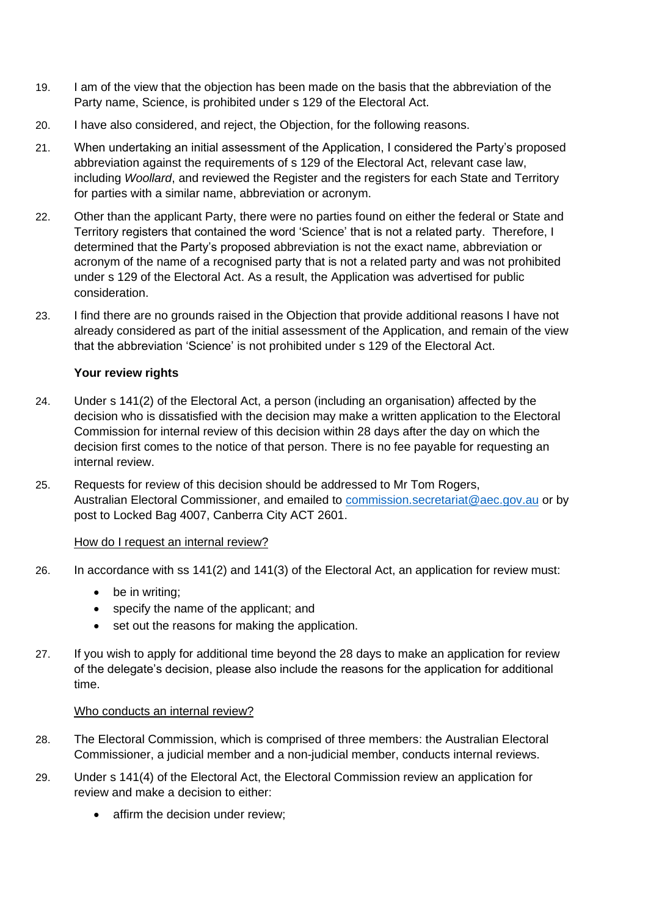19. I am of the view that the objection has been made on the basis that the abbreviation of the Party name, Science, is prohibited under s 129 of the Electoral Act.

20. I have also considered, and reject, the Objection, for the following reasons.

21. When undertaking an initial assessment of the Application, I considered the Party's proposed abbreviation against the requirements of s 129 of the Electoral Act, relevant case law, including *Woollard*, and reviewed the Register and the registers for each State and Territory for parties with a similar name, abbreviation or acronym.

22. Other than the applicant Party, there were no parties found on either the federal or State and Territory registers that contained the word 'Science' that is not a related party. Therefore, I determined that the Party's proposed abbreviation is not the exact name, abbreviation or acronym of the name of a recognised party that is not a related party and was not prohibited under s 129 of the Electoral Act. As a result, the Application was advertised for public consideration.

23. I find there are no grounds raised in the Objection that provide additional reasons I have not already considered as part of the initial assessment of the Application, and remain of the view that the abbreviation 'Science' is not prohibited under s 129 of the Electoral Act.

**Your review rights**

24. Under s 141(2) of the Electoral Act, a person (including an organisation) affected by the decision who is dissatisfied with the decision may make a written application to the Electoral Commission for internal review of this decision within 28 days after the day on which the decision first comes to the notice of that person. There is no fee payable for requesting an internal review.

25. Requests for review of this decision should be addressed to Mr Tom Rogers, Australian Electoral Commissioner, and emailed to commission.secretariat@aec.gov.au or by post to Locked Bag 4007, Canberra City ACT 2601.

<u>How do I request an internal review?</u>

26. In accordance with ss 141(2) and 141(3) of the Electoral Act, an application for review must:
    - be in writing;
    - specify the name of the applicant; and
    - set out the reasons for making the application.

27. If you wish to apply for additional time beyond the 28 days to make an application for review of the delegate's decision, please also include the reasons for the application for additional time.

<u>Who conducts an internal review?</u>

28. The Electoral Commission, which is comprised of three members: the Australian Electoral Commissioner, a judicial member and a non-judicial member, conducts internal reviews.

29. Under s 141(4) of the Electoral Act, the Electoral Commission review an application for review and make a decision to either:
    - affirm the decision under review;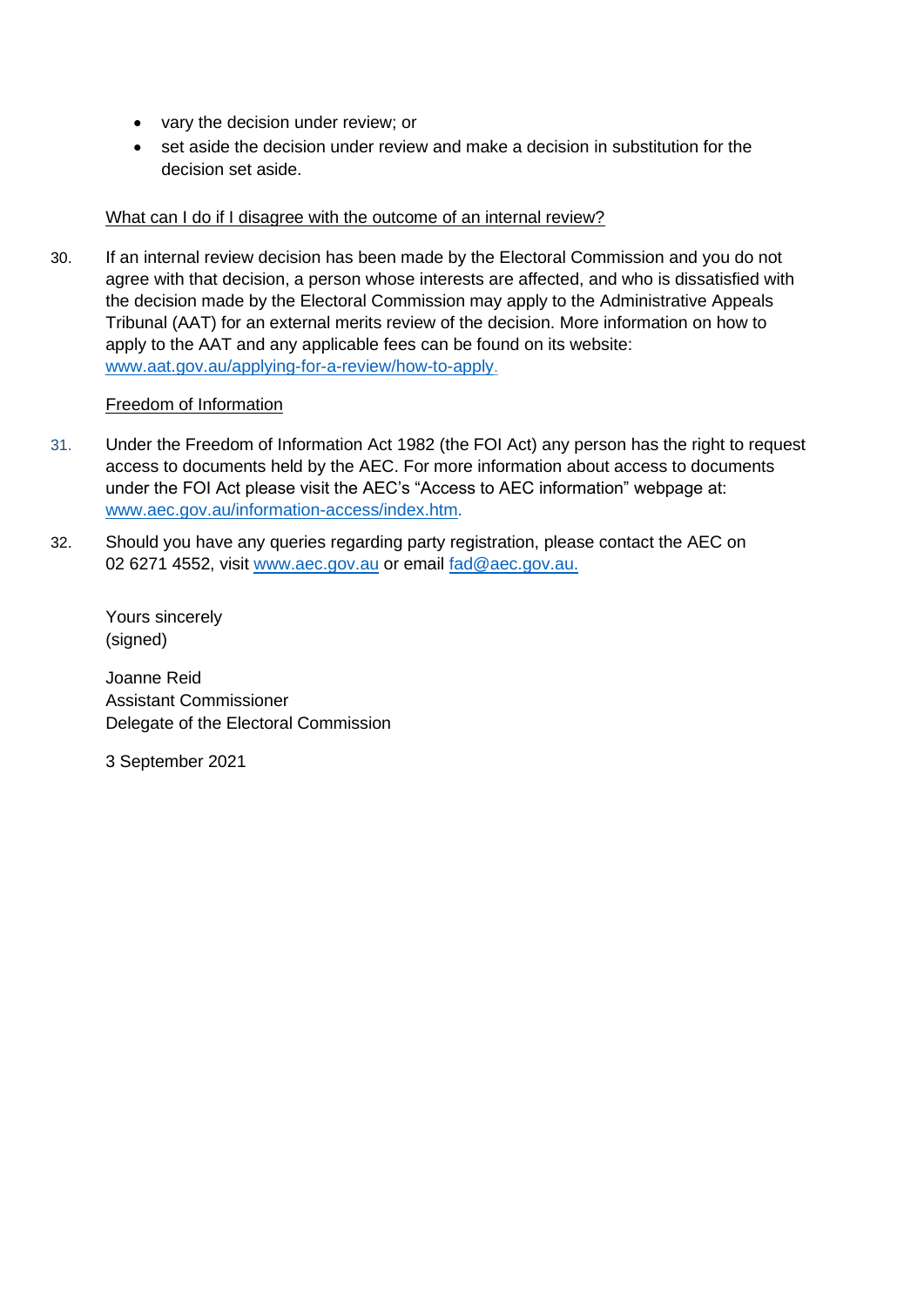- vary the decision under review; or
- set aside the decision under review and make a decision in substitution for the decision set aside.

<u>What can I do if I disagree with the outcome of an internal review?</u>

30. If an internal review decision has been made by the Electoral Commission and you do not agree with that decision, a person whose interests are affected, and who is dissatisfied with the decision made by the Electoral Commission may apply to the Administrative Appeals Tribunal (AAT) for an external merits review of the decision. More information on how to apply to the AAT and any applicable fees can be found on its website: www.aat.gov.au/applying-for-a-review/how-to-apply.

<u>Freedom of Information</u>

31. Under the Freedom of Information Act 1982 (the FOI Act) any person has the right to request access to documents held by the AEC. For more information about access to documents under the FOI Act please visit the AEC's "Access to AEC information" webpage at: www.aec.gov.au/information-access/index.htm.

32. Should you have any queries regarding party registration, please contact the AEC on 02 6271 4552, visit www.aec.gov.au or email fad@aec.gov.au.

Yours sincerely
(signed)

Joanne Reid
Assistant Commissioner
Delegate of the Electoral Commission

3 September 2021